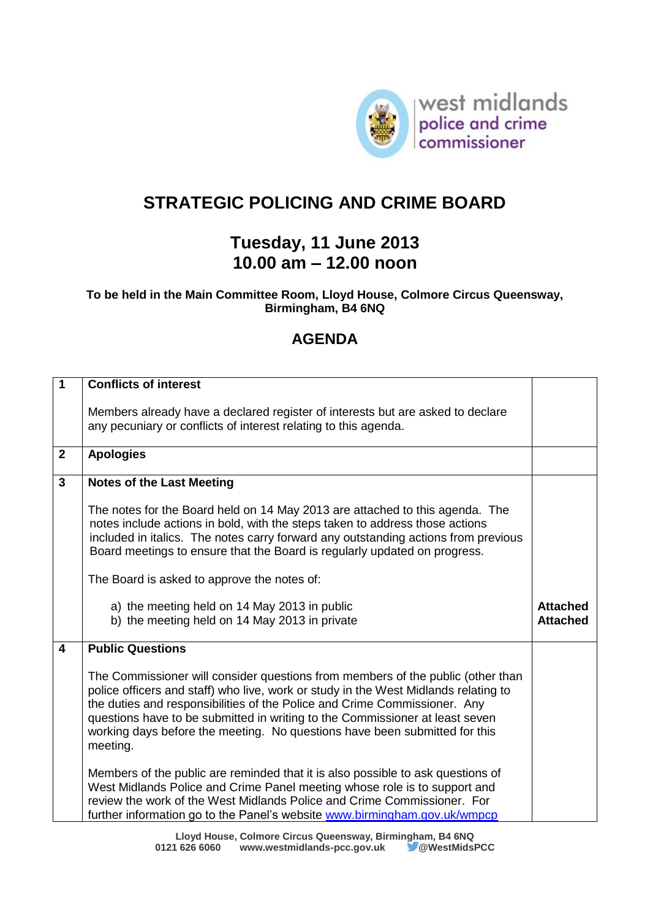# STRATEGIC POLICING AND CRIME BOARD

## Tuesday, 11 June 2013
## 10.00 am – 12.00 noon

**To be held in the Main Committee Room, Lloyd House, Colmore Circus Queensway, Birmingham, B4 6NQ**

## AGENDA

| | | |
|---|---|---|
| **1** | **Conflicts of interest**<br><br>Members already have a declared register of interests but are asked to declare any pecuniary or conflicts of interest relating to this agenda. | |
| **2** | **Apologies** | |
| **3** | **Notes of the Last Meeting**<br><br>The notes for the Board held on 14 May 2013 are attached to this agenda. The notes include actions in bold, with the steps taken to address those actions included in italics. The notes carry forward any outstanding actions from previous Board meetings to ensure that the Board is regularly updated on progress.<br><br>The Board is asked to approve the notes of:<br><br>a) the meeting held on 14 May 2013 in public<br>b) the meeting held on 14 May 2013 in private | <br><br><br><br><br><br><br><br>**Attached**<br>**Attached** |
| **4** | **Public Questions**<br><br>The Commissioner will consider questions from members of the public (other than police officers and staff) who live, work or study in the West Midlands relating to the duties and responsibilities of the Police and Crime Commissioner. Any questions have to be submitted in writing to the Commissioner at least seven working days before the meeting. No questions have been submitted for this meeting.<br><br>Members of the public are reminded that it is also possible to ask questions of West Midlands Police and Crime Panel meeting whose role is to support and review the work of the West Midlands Police and Crime Commissioner. For further information go to the Panel's website [www.birmingham.gov.uk/wmpcp](http://www.birmingham.gov.uk/wmpcp) | |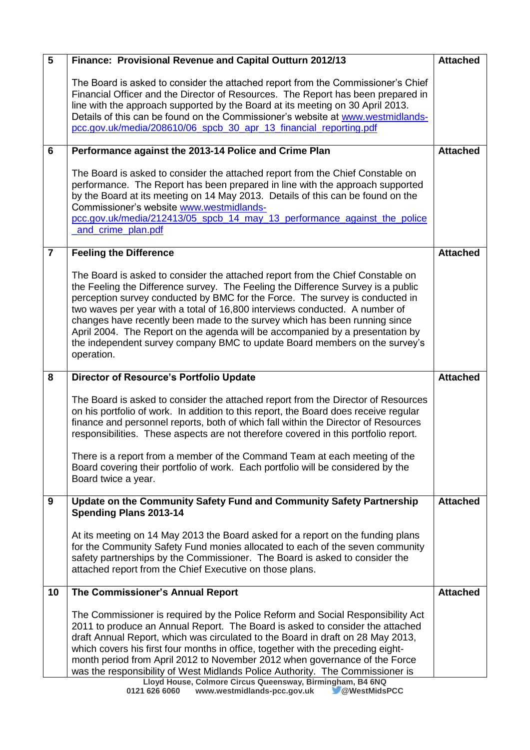| 5 | **Finance: Provisional Revenue and Capital Outturn 2012/13**<br><br>The Board is asked to consider the attached report from the Commissioner's Chief Financial Officer and the Director of Resources. The Report has been prepared in line with the approach supported by the Board at its meeting on 30 April 2013. Details of this can be found on the Commissioner's website at www.westmidlands-pcc.gov.uk/media/208610/06_spcb_30_apr_13_financial_reporting.pdf | **Attached** |
|---|---|---|
| 6 | **Performance against the 2013-14 Police and Crime Plan**<br><br>The Board is asked to consider the attached report from the Chief Constable on performance. The Report has been prepared in line with the approach supported by the Board at its meeting on 14 May 2013. Details of this can be found on the Commissioner's website www.westmidlands-pcc.gov.uk/media/212413/05_spcb_14_may_13_performance_against_the_police_and_crime_plan.pdf | **Attached** |
| 7 | **Feeling the Difference**<br><br>The Board is asked to consider the attached report from the Chief Constable on the Feeling the Difference survey. The Feeling the Difference Survey is a public perception survey conducted by BMC for the Force. The survey is conducted in two waves per year with a total of 16,800 interviews conducted. A number of changes have recently been made to the survey which has been running since April 2004. The Report on the agenda will be accompanied by a presentation by the independent survey company BMC to update Board members on the survey's operation. | **Attached** |
| 8 | **Director of Resource's Portfolio Update**<br><br>The Board is asked to consider the attached report from the Director of Resources on his portfolio of work. In addition to this report, the Board does receive regular finance and personnel reports, both of which fall within the Director of Resources responsibilities. These aspects are not therefore covered in this portfolio report.<br><br>There is a report from a member of the Command Team at each meeting of the Board covering their portfolio of work. Each portfolio will be considered by the Board twice a year. | **Attached** |
| 9 | **Update on the Community Safety Fund and Community Safety Partnership Spending Plans 2013-14**<br><br>At its meeting on 14 May 2013 the Board asked for a report on the funding plans for the Community Safety Fund monies allocated to each of the seven community safety partnerships by the Commissioner. The Board is asked to consider the attached report from the Chief Executive on those plans. | **Attached** |
| 10 | **The Commissioner's Annual Report**<br><br>The Commissioner is required by the Police Reform and Social Responsibility Act 2011 to produce an Annual Report. The Board is asked to consider the attached draft Annual Report, which was circulated to the Board in draft on 28 May 2013, which covers his first four months in office, together with the preceding eight-month period from April 2012 to November 2012 when governance of the Force was the responsibility of West Midlands Police Authority. The Commissioner is | **Attached** |

**Lloyd House, Colmore Circus Queensway, Birmingham, B4 6NQ**
**0121 626 6060 www.westmidlands-pcc.gov.uk @WestMidsPCC**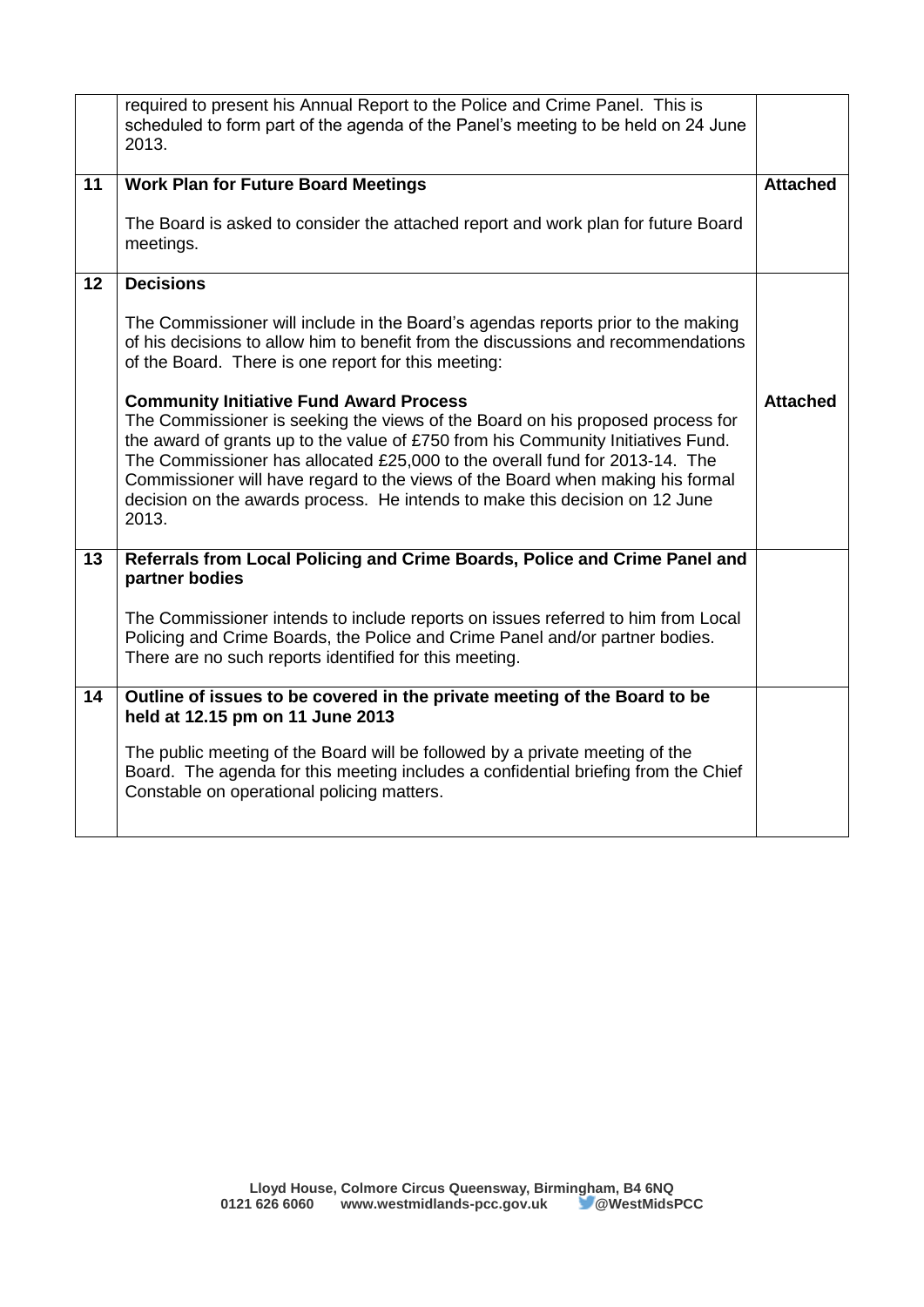| | | |
|---|---|---|
| | required to present his Annual Report to the Police and Crime Panel. This is scheduled to form part of the agenda of the Panel's meeting to be held on 24 June 2013. | |
| **11** | **Work Plan for Future Board Meetings**<br><br>The Board is asked to consider the attached report and work plan for future Board meetings. | **Attached** |
| **12** | **Decisions**<br><br>The Commissioner will include in the Board's agendas reports prior to the making of his decisions to allow him to benefit from the discussions and recommendations of the Board. There is one report for this meeting:<br><br>**Community Initiative Fund Award Process**<br>The Commissioner is seeking the views of the Board on his proposed process for the award of grants up to the value of £750 from his Community Initiatives Fund. The Commissioner has allocated £25,000 to the overall fund for 2013-14. The Commissioner will have regard to the views of the Board when making his formal decision on the awards process. He intends to make this decision on 12 June 2013. | **Attached** |
| **13** | **Referrals from Local Policing and Crime Boards, Police and Crime Panel and partner bodies**<br><br>The Commissioner intends to include reports on issues referred to him from Local Policing and Crime Boards, the Police and Crime Panel and/or partner bodies. There are no such reports identified for this meeting. | |
| **14** | **Outline of issues to be covered in the private meeting of the Board to be held at 12.15 pm on 11 June 2013**<br><br>The public meeting of the Board will be followed by a private meeting of the Board. The agenda for this meeting includes a confidential briefing from the Chief Constable on operational policing matters. | |

**Lloyd House, Colmore Circus Queensway, Birmingham, B4 6NQ**
**0121 626 6060 www.westmidlands-pcc.gov.uk @WestMidsPCC**